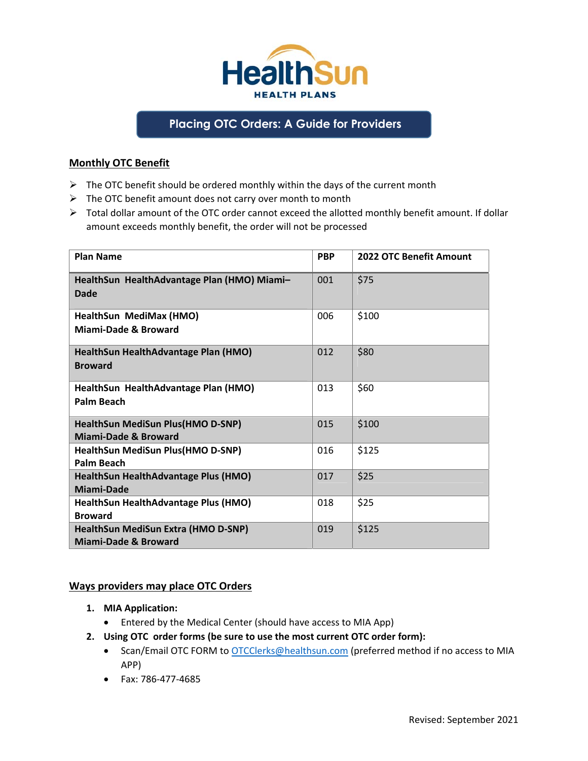HealthSun

HEALTH PLANS

# Placing OTC Orders: A Guide for Providers

## Monthly OTC Benefit

- The OTC benefit should be ordered monthly within the days of the current month
- The OTC benefit amount does not carry over month to month
- Total dollar amount of the OTC order cannot exceed the allotted monthly benefit amount. If dollar amount exceeds monthly benefit, the order will not be processed

| Plan Name | PBP | 2022 OTC Benefit Amount |
| --- | --- | --- |
| **HealthSun HealthAdvantage Plan (HMO) Miami–Dade** | 001 | $75 |
| **HealthSun MediMax (HMO) Miami-Dade & Broward** | 006 | $100 |
| **HealthSun HealthAdvantage Plan (HMO) Broward** | 012 | $80 |
| **HealthSun HealthAdvantage Plan (HMO) Palm Beach** | 013 | $60 |
| **HealthSun MediSun Plus(HMO D-SNP) Miami-Dade & Broward** | 015 | $100 |
| **HealthSun MediSun Plus(HMO D-SNP) Palm Beach** | 016 | $125 |
| **HealthSun HealthAdvantage Plus (HMO) Miami-Dade** | 017 | $25 |
| **HealthSun HealthAdvantage Plus (HMO) Broward** | 018 | $25 |
| **HealthSun MediSun Extra (HMO D-SNP) Miami-Dade & Broward** | 019 | $125 |

## Ways providers may place OTC Orders

1. **MIA Application:**
   - Entered by the Medical Center (should have access to MIA App)
2. **Using OTC order forms (be sure to use the most current OTC order form):**
   - Scan/Email OTC FORM to OTCClerks@healthsun.com (preferred method if no access to MIA APP)
   - Fax: 786-477-4685

Revised: September 2021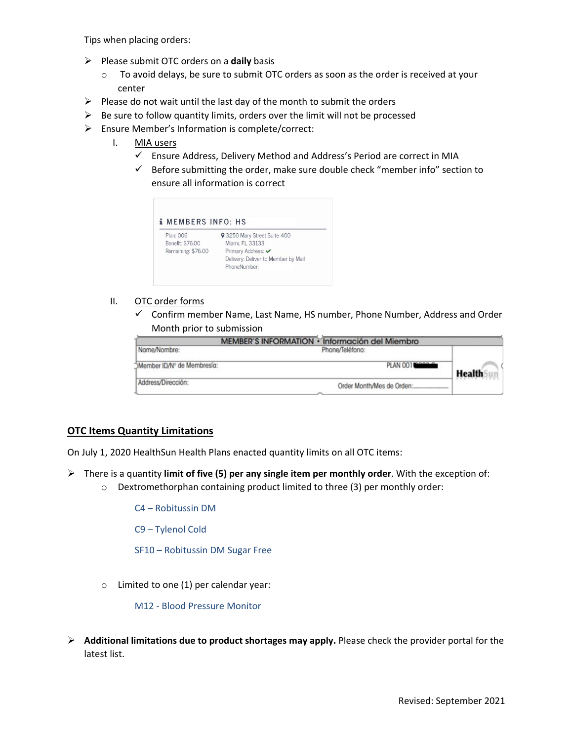Tips when placing orders:

- Please submit OTC orders on a **daily** basis
  - To avoid delays, be sure to submit OTC orders as soon as the order is received at your center
- Please do not wait until the last day of the month to submit the orders
- Be sure to follow quantity limits, orders over the limit will not be processed
- Ensure Member's Information is complete/correct:
  - I. MIA users
    - ✓ Ensure Address, Delivery Method and Address's Period are correct in MIA
    - ✓ Before submitting the order, make sure double check "member info" section to ensure all information is correct

      MEMBERS INFO: HS

      Plan: 006
      Benefit: $76.00
      Remaining: $76.00

      3250 Mary Street Suite 400
      Miami, FL 33133
      Primary Address: ✓
      Delivery: Deliver to Member by Mail
      PhoneNumber:

  - II. OTC order forms
    - ✓ Confirm member Name, Last Name, HS number, Phone Number, Address and Order Month prior to submission

| MEMBER'S INFORMATION • Información del Miembro | | |
|---|---|---|
| Name/Nombre: | Phone/Teléfono: | HealthSun |
| Member ID/Nº de Membresía: | PLAN 001 | |
| Address/Dirección: | Order Month/Mes de Orden: | |

## OTC Items Quantity Limitations

On July 1, 2020 HealthSun Health Plans enacted quantity limits on all OTC items:

- There is a quantity **limit of five (5) per any single item per monthly order**. With the exception of:
  - Dextromethorphan containing product limited to three (3) per monthly order:

    C4 – Robitussin DM

    C9 – Tylenol Cold

    SF10 – Robitussin DM Sugar Free

  - Limited to one (1) per calendar year:

    M12 - Blood Pressure Monitor

- **Additional limitations due to product shortages may apply.** Please check the provider portal for the latest list.

Revised: September 2021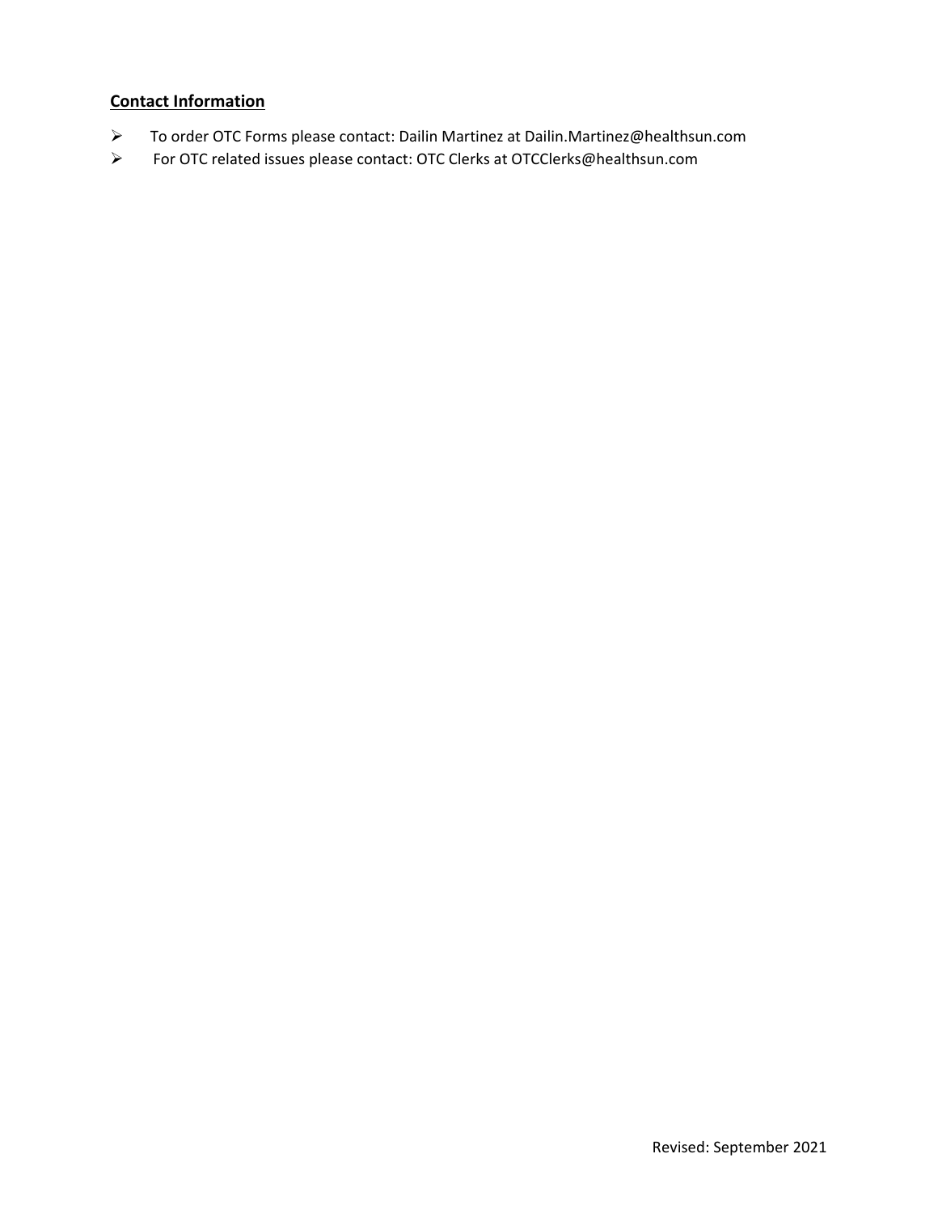**Contact Information**

- To order OTC Forms please contact: Dailin Martinez at Dailin.Martinez@healthsun.com
- For OTC related issues please contact: OTC Clerks at OTCClerks@healthsun.com

Revised: September 2021